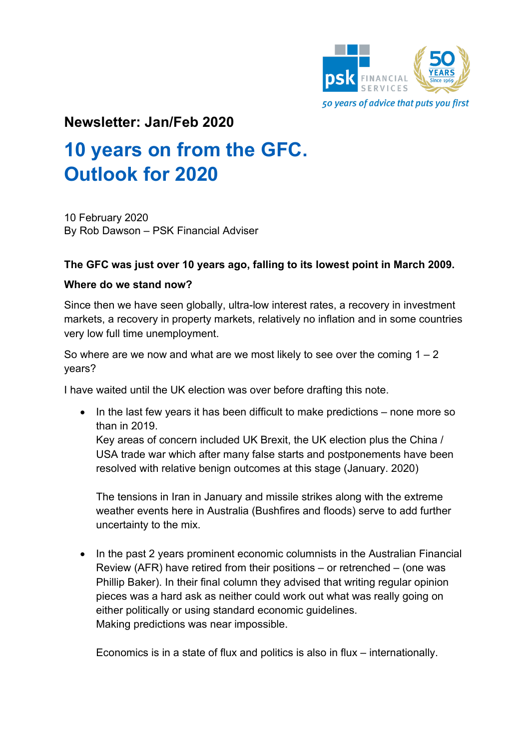psk FINANCIAL SERVICES — 50 YEARS Since 1969

*50 years of advice that puts you first*

## Newsletter: Jan/Feb 2020

# 10 years on from the GFC. Outlook for 2020

10 February 2020
By Rob Dawson – PSK Financial Adviser

**The GFC was just over 10 years ago, falling to its lowest point in March 2009.**

**Where do we stand now?**

Since then we have seen globally, ultra-low interest rates, a recovery in investment markets, a recovery in property markets, relatively no inflation and in some countries very low full time unemployment.

So where are we now and what are we most likely to see over the coming 1 – 2 years?

I have waited until the UK election was over before drafting this note.

- In the last few years it has been difficult to make predictions – none more so than in 2019.
  Key areas of concern included UK Brexit, the UK election plus the China / USA trade war which after many false starts and postponements have been resolved with relative benign outcomes at this stage (January. 2020)

  The tensions in Iran in January and missile strikes along with the extreme weather events here in Australia (Bushfires and floods) serve to add further uncertainty to the mix.

- In the past 2 years prominent economic columnists in the Australian Financial Review (AFR) have retired from their positions – or retrenched – (one was Phillip Baker). In their final column they advised that writing regular opinion pieces was a hard ask as neither could work out what was really going on either politically or using standard economic guidelines.
  Making predictions was near impossible.

  Economics is in a state of flux and politics is also in flux – internationally.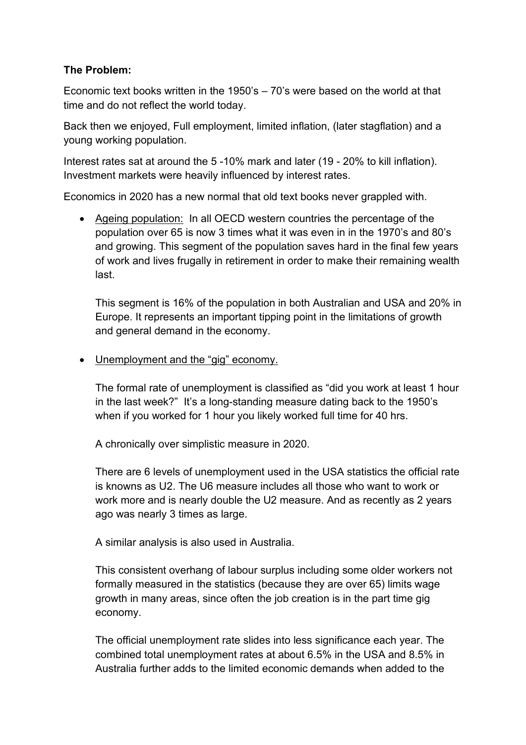**The Problem:**

Economic text books written in the 1950's – 70's were based on the world at that time and do not reflect the world today.

Back then we enjoyed, Full employment, limited inflation, (later stagflation) and a young working population.

Interest rates sat at around the 5 -10% mark and later (19 - 20% to kill inflation). Investment markets were heavily influenced by interest rates.

Economics in 2020 has a new normal that old text books never grappled with.

- Ageing population: In all OECD western countries the percentage of the population over 65 is now 3 times what it was even in in the 1970's and 80's and growing. This segment of the population saves hard in the final few years of work and lives frugally in retirement in order to make their remaining wealth last.

  This segment is 16% of the population in both Australian and USA and 20% in Europe. It represents an important tipping point in the limitations of growth and general demand in the economy.

- Unemployment and the "gig" economy.

  The formal rate of unemployment is classified as "did you work at least 1 hour in the last week?" It's a long-standing measure dating back to the 1950's when if you worked for 1 hour you likely worked full time for 40 hrs.

  A chronically over simplistic measure in 2020.

  There are 6 levels of unemployment used in the USA statistics the official rate is knowns as U2. The U6 measure includes all those who want to work or work more and is nearly double the U2 measure. And as recently as 2 years ago was nearly 3 times as large.

  A similar analysis is also used in Australia.

  This consistent overhang of labour surplus including some older workers not formally measured in the statistics (because they are over 65) limits wage growth in many areas, since often the job creation is in the part time gig economy.

  The official unemployment rate slides into less significance each year. The combined total unemployment rates at about 6.5% in the USA and 8.5% in Australia further adds to the limited economic demands when added to the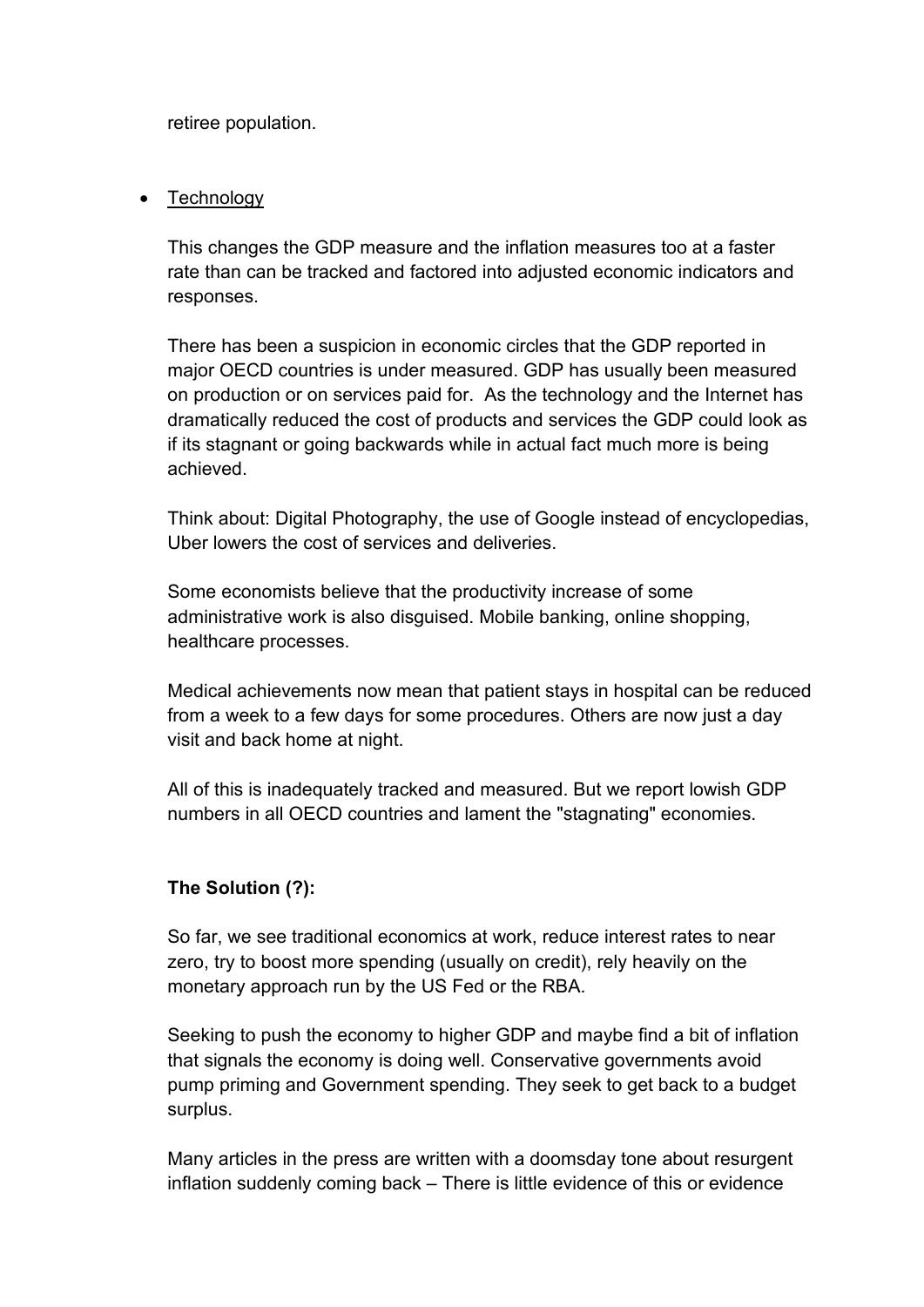retiree population.

- <u>Technology</u>

  This changes the GDP measure and the inflation measures too at a faster rate than can be tracked and factored into adjusted economic indicators and responses.

  There has been a suspicion in economic circles that the GDP reported in major OECD countries is under measured. GDP has usually been measured on production or on services paid for. As the technology and the Internet has dramatically reduced the cost of products and services the GDP could look as if its stagnant or going backwards while in actual fact much more is being achieved.

  Think about: Digital Photography, the use of Google instead of encyclopedias, Uber lowers the cost of services and deliveries.

  Some economists believe that the productivity increase of some administrative work is also disguised. Mobile banking, online shopping, healthcare processes.

  Medical achievements now mean that patient stays in hospital can be reduced from a week to a few days for some procedures. Others are now just a day visit and back home at night.

  All of this is inadequately tracked and measured. But we report lowish GDP numbers in all OECD countries and lament the "stagnating" economies.

**The Solution (?):**

So far, we see traditional economics at work, reduce interest rates to near zero, try to boost more spending (usually on credit), rely heavily on the monetary approach run by the US Fed or the RBA.

Seeking to push the economy to higher GDP and maybe find a bit of inflation that signals the economy is doing well. Conservative governments avoid pump priming and Government spending. They seek to get back to a budget surplus.

Many articles in the press are written with a doomsday tone about resurgent inflation suddenly coming back – There is little evidence of this or evidence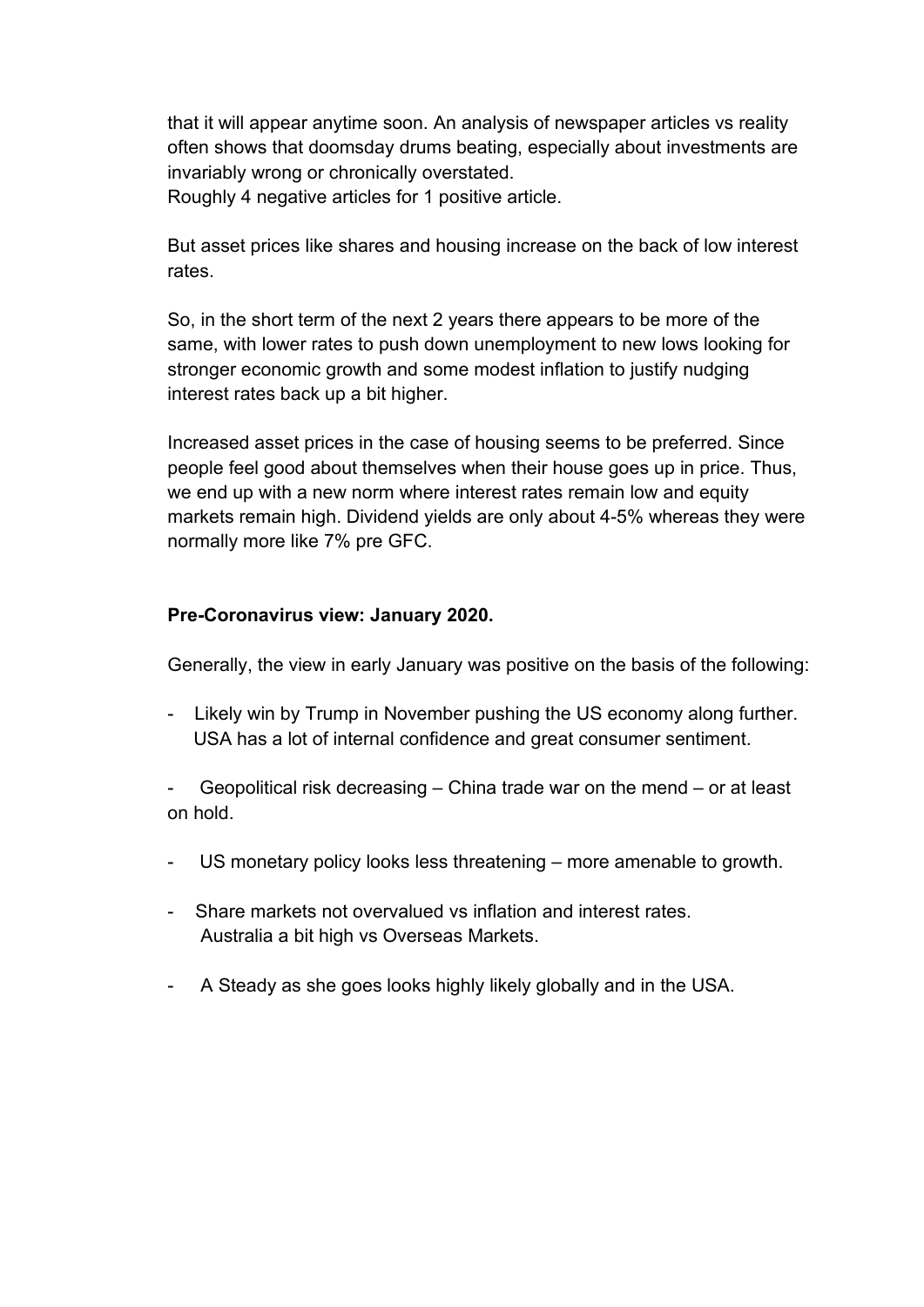that it will appear anytime soon. An analysis of newspaper articles vs reality often shows that doomsday drums beating, especially about investments are invariably wrong or chronically overstated.
Roughly 4 negative articles for 1 positive article.

But asset prices like shares and housing increase on the back of low interest rates.

So, in the short term of the next 2 years there appears to be more of the same, with lower rates to push down unemployment to new lows looking for stronger economic growth and some modest inflation to justify nudging interest rates back up a bit higher.

Increased asset prices in the case of housing seems to be preferred. Since people feel good about themselves when their house goes up in price. Thus, we end up with a new norm where interest rates remain low and equity markets remain high. Dividend yields are only about 4-5% whereas they were normally more like 7% pre GFC.

**Pre-Coronavirus view: January 2020.**

Generally, the view in early January was positive on the basis of the following:

- Likely win by Trump in November pushing the US economy along further. USA has a lot of internal confidence and great consumer sentiment.

- Geopolitical risk decreasing – China trade war on the mend – or at least on hold.

- US monetary policy looks less threatening – more amenable to growth.

- Share markets not overvalued vs inflation and interest rates. Australia a bit high vs Overseas Markets.

- A Steady as she goes looks highly likely globally and in the USA.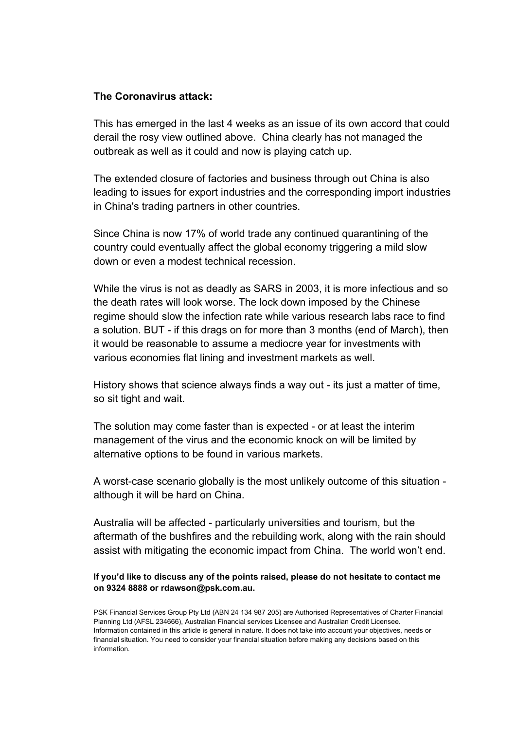**The Coronavirus attack:**

This has emerged in the last 4 weeks as an issue of its own accord that could derail the rosy view outlined above. China clearly has not managed the outbreak as well as it could and now is playing catch up.

The extended closure of factories and business through out China is also leading to issues for export industries and the corresponding import industries in China's trading partners in other countries.

Since China is now 17% of world trade any continued quarantining of the country could eventually affect the global economy triggering a mild slow down or even a modest technical recession.

While the virus is not as deadly as SARS in 2003, it is more infectious and so the death rates will look worse. The lock down imposed by the Chinese regime should slow the infection rate while various research labs race to find a solution. BUT - if this drags on for more than 3 months (end of March), then it would be reasonable to assume a mediocre year for investments with various economies flat lining and investment markets as well.

History shows that science always finds a way out - its just a matter of time, so sit tight and wait.

The solution may come faster than is expected - or at least the interim management of the virus and the economic knock on will be limited by alternative options to be found in various markets.

A worst-case scenario globally is the most unlikely outcome of this situation - although it will be hard on China.

Australia will be affected - particularly universities and tourism, but the aftermath of the bushfires and the rebuilding work, along with the rain should assist with mitigating the economic impact from China. The world won't end.

**If you'd like to discuss any of the points raised, please do not hesitate to contact me on 9324 8888 or rdawson@psk.com.au.**

PSK Financial Services Group Pty Ltd (ABN 24 134 987 205) are Authorised Representatives of Charter Financial Planning Ltd (AFSL 234666), Australian Financial services Licensee and Australian Credit Licensee. Information contained in this article is general in nature. It does not take into account your objectives, needs or financial situation. You need to consider your financial situation before making any decisions based on this information.